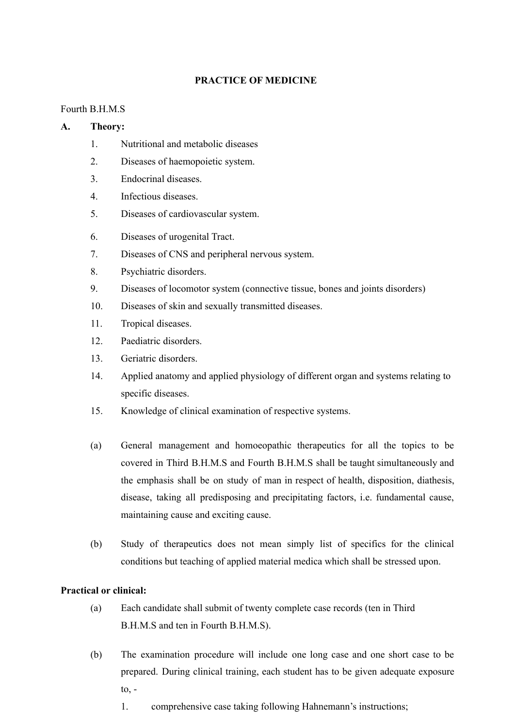# PRACTICE OF MEDICINE

Fourth B.H.M.S

**A. Theory:**

1. Nutritional and metabolic diseases
2. Diseases of haemopoietic system.
3. Endocrinal diseases.
4. Infectious diseases.
5. Diseases of cardiovascular system.
6. Diseases of urogenital Tract.
7. Diseases of CNS and peripheral nervous system.
8. Psychiatric disorders.
9. Diseases of locomotor system (connective tissue, bones and joints disorders)
10. Diseases of skin and sexually transmitted diseases.
11. Tropical diseases.
12. Paediatric disorders.
13. Geriatric disorders.
14. Applied anatomy and applied physiology of different organ and systems relating to specific diseases.
15. Knowledge of clinical examination of respective systems.

(a) General management and homoeopathic therapeutics for all the topics to be covered in Third B.H.M.S and Fourth B.H.M.S shall be taught simultaneously and the emphasis shall be on study of man in respect of health, disposition, diathesis, disease, taking all predisposing and precipitating factors, i.e. fundamental cause, maintaining cause and exciting cause.

(b) Study of therapeutics does not mean simply list of specifics for the clinical conditions but teaching of applied material medica which shall be stressed upon.

**Practical or clinical:**

(a) Each candidate shall submit of twenty complete case records (ten in Third B.H.M.S and ten in Fourth B.H.M.S).

(b) The examination procedure will include one long case and one short case to be prepared. During clinical training, each student has to be given adequate exposure to, -

1. comprehensive case taking following Hahnemann's instructions;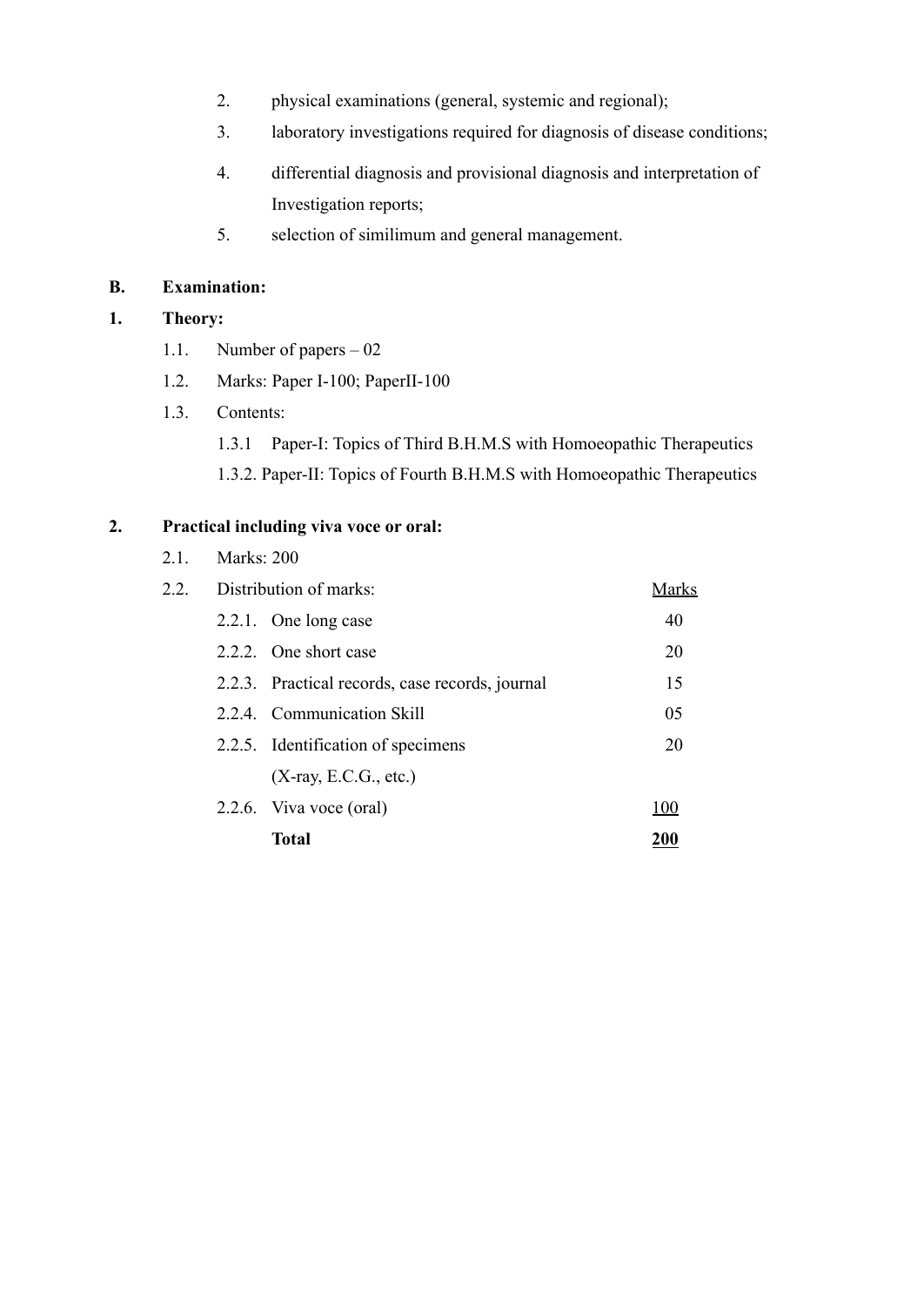2. physical examinations (general, systemic and regional);
3. laboratory investigations required for diagnosis of disease conditions;
4. differential diagnosis and provisional diagnosis and interpretation of Investigation reports;
5. selection of similimum and general management.

**B. Examination:**

**1. Theory:**

1.1. Number of papers – 02

1.2. Marks: Paper I-100; PaperII-100

1.3. Contents:

1.3.1 Paper-I: Topics of Third B.H.M.S with Homoeopathic Therapeutics

1.3.2. Paper-II: Topics of Fourth B.H.M.S with Homoeopathic Therapeutics

**2. Practical including viva voce or oral:**

2.1. Marks: 200

2.2. Distribution of marks:

| | | Marks |
|---|---|---|
| 2.2.1. | One long case | 40 |
| 2.2.2. | One short case | 20 |
| 2.2.3. | Practical records, case records, journal | 15 |
| 2.2.4. | Communication Skill | 05 |
| 2.2.5. | Identification of specimens (X-ray, E.C.G., etc.) | 20 |
| 2.2.6. | Viva voce (oral) | 100 |
| | **Total** | **200** |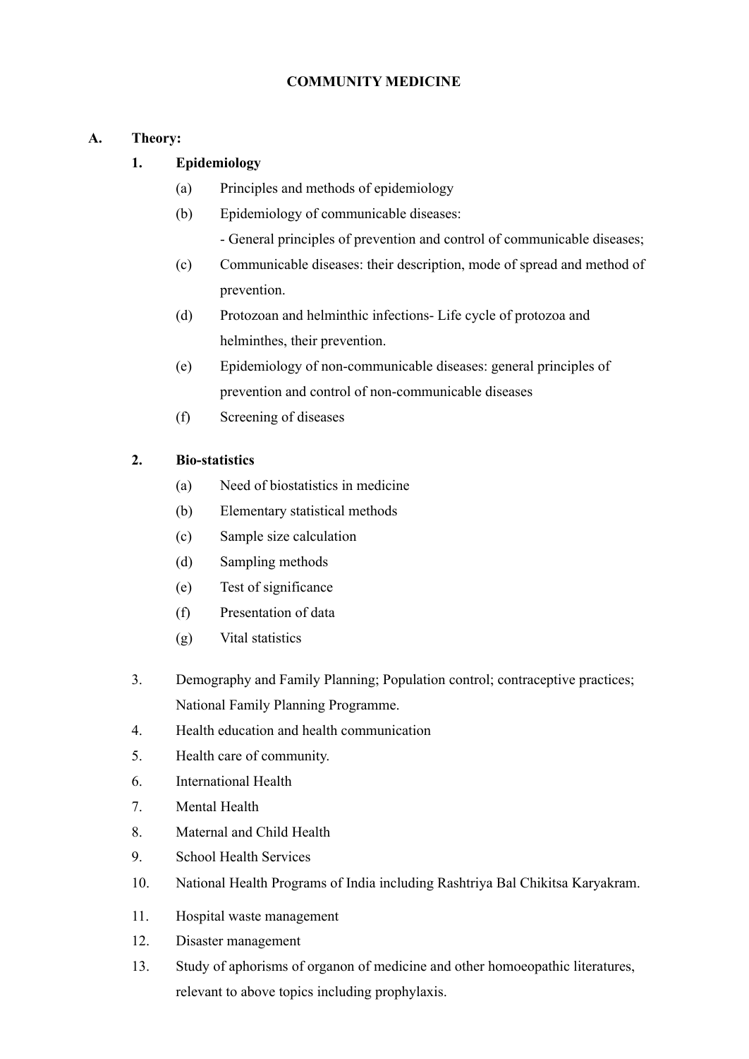# COMMUNITY MEDICINE

## A. Theory:

### 1. Epidemiology

- (a) Principles and methods of epidemiology
- (b) Epidemiology of communicable diseases:
  - General principles of prevention and control of communicable diseases;
- (c) Communicable diseases: their description, mode of spread and method of prevention.
- (d) Protozoan and helminthic infections- Life cycle of protozoa and helminthes, their prevention.
- (e) Epidemiology of non-communicable diseases: general principles of prevention and control of non-communicable diseases
- (f) Screening of diseases

### 2. Bio-statistics

- (a) Need of biostatistics in medicine
- (b) Elementary statistical methods
- (c) Sample size calculation
- (d) Sampling methods
- (e) Test of significance
- (f) Presentation of data
- (g) Vital statistics

3. Demography and Family Planning; Population control; contraceptive practices; National Family Planning Programme.
4. Health education and health communication
5. Health care of community.
6. International Health
7. Mental Health
8. Maternal and Child Health
9. School Health Services
10. National Health Programs of India including Rashtriya Bal Chikitsa Karyakram.
11. Hospital waste management
12. Disaster management
13. Study of aphorisms of organon of medicine and other homoeopathic literatures, relevant to above topics including prophylaxis.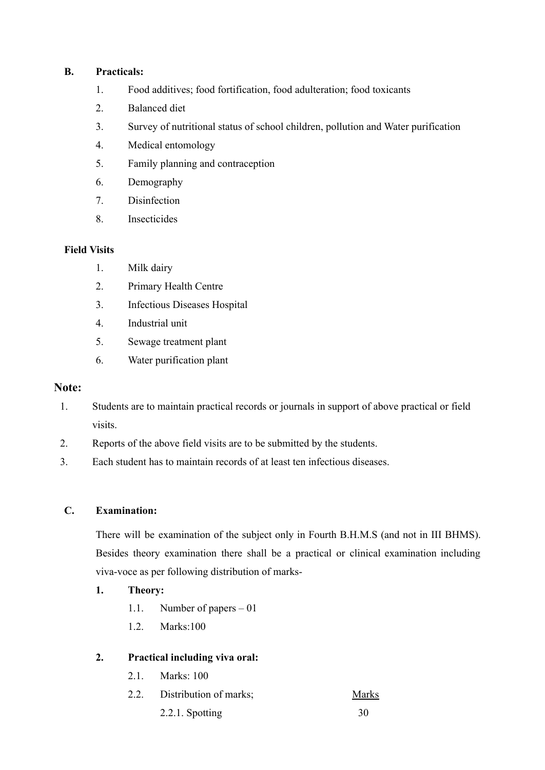**B. Practicals:**

1. Food additives; food fortification, food adulteration; food toxicants
2. Balanced diet
3. Survey of nutritional status of school children, pollution and Water purification
4. Medical entomology
5. Family planning and contraception
6. Demography
7. Disinfection
8. Insecticides

**Field Visits**

1. Milk dairy
2. Primary Health Centre
3. Infectious Diseases Hospital
4. Industrial unit
5. Sewage treatment plant
6. Water purification plant

**Note:**

1. Students are to maintain practical records or journals in support of above practical or field visits.
2. Reports of the above field visits are to be submitted by the students.
3. Each student has to maintain records of at least ten infectious diseases.

**C. Examination:**

There will be examination of the subject only in Fourth B.H.M.S (and not in III BHMS). Besides theory examination there shall be a practical or clinical examination including viva-voce as per following distribution of marks-

**1. Theory:**

1.1. Number of papers – 01

1.2. Marks:100

**2. Practical including viva oral:**

2.1. Marks: 100

2.2. Distribution of marks;

| | Marks |
|---|---|
| 2.2.1. Spotting | 30 |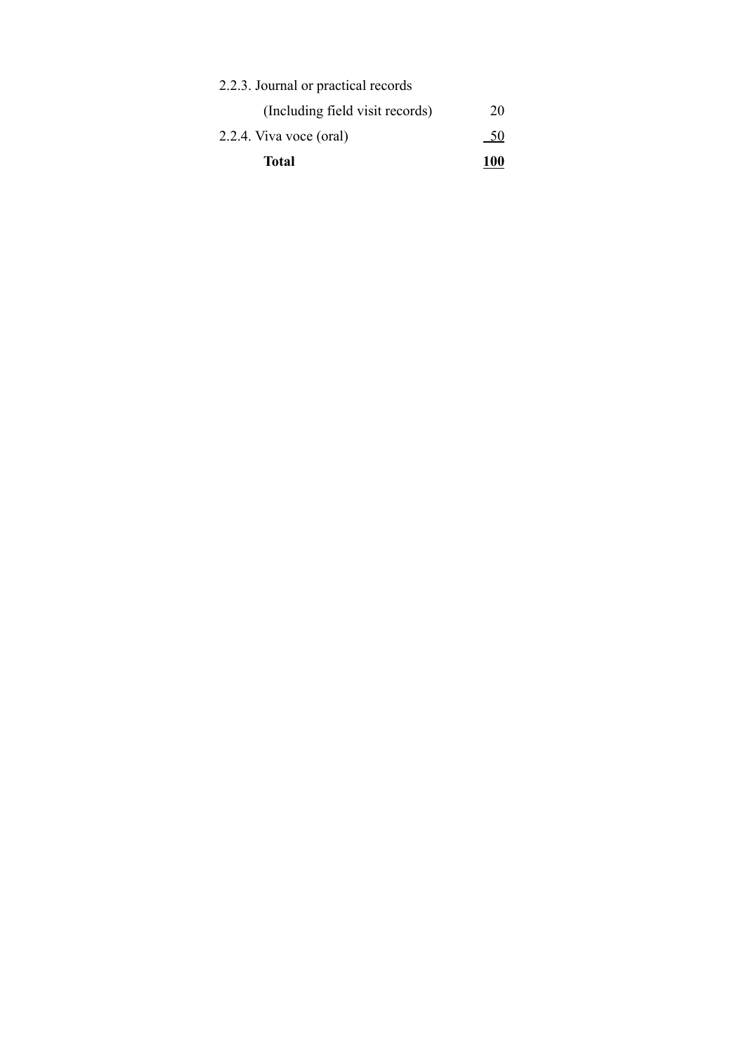2.2.3. Journal or practical records

(Including field visit records) 20

2.2.4. Viva voce (oral) 50

**Total** **100**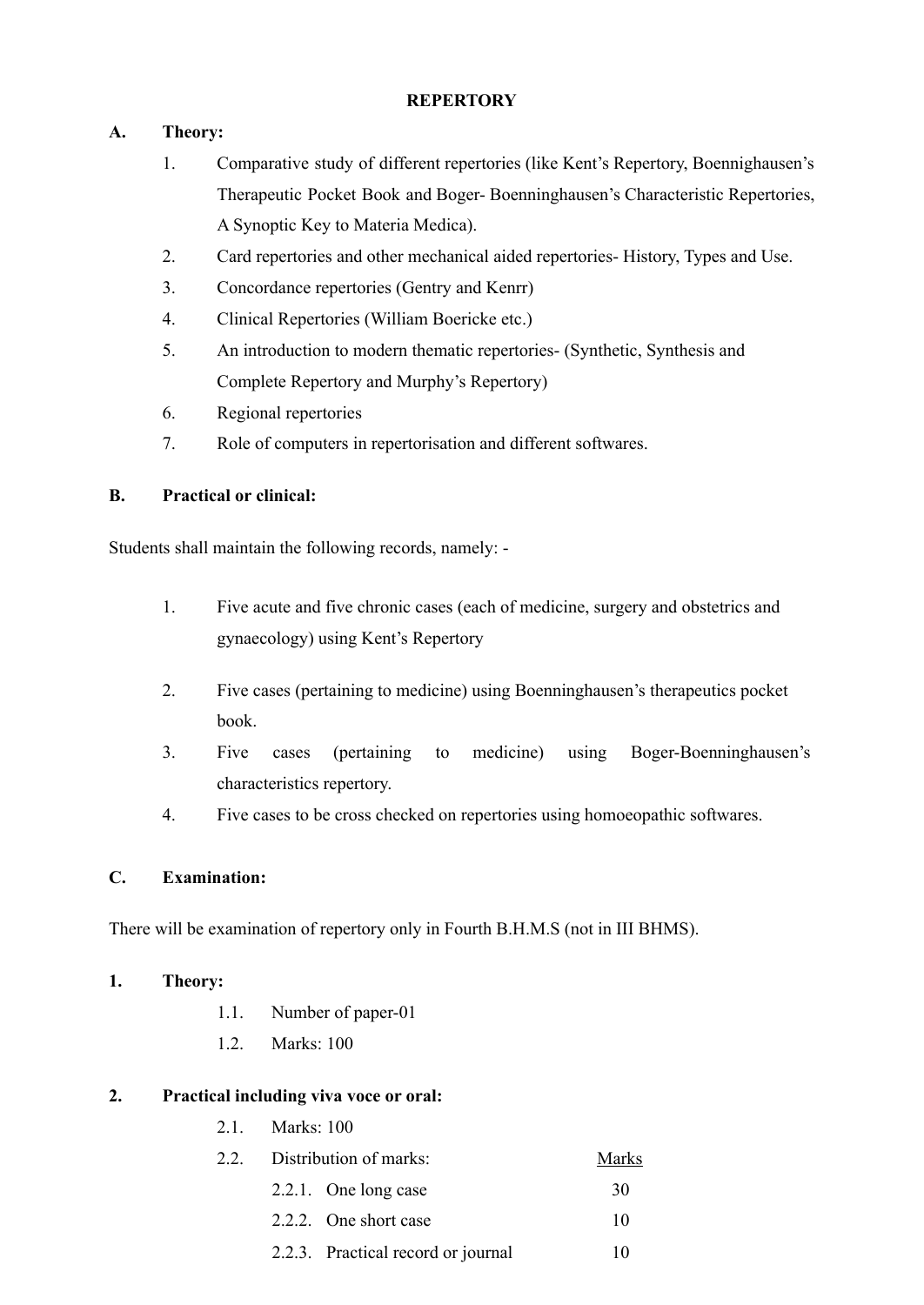# REPERTORY

## A. Theory:

1. Comparative study of different repertories (like Kent's Repertory, Boennighausen's Therapeutic Pocket Book and Boger- Boenninghausen's Characteristic Repertories, A Synoptic Key to Materia Medica).
2. Card repertories and other mechanical aided repertories- History, Types and Use.
3. Concordance repertories (Gentry and Kenrr)
4. Clinical Repertories (William Boericke etc.)
5. An introduction to modern thematic repertories- (Synthetic, Synthesis and Complete Repertory and Murphy's Repertory)
6. Regional repertories
7. Role of computers in repertorisation and different softwares.

## B. Practical or clinical:

Students shall maintain the following records, namely: -

1. Five acute and five chronic cases (each of medicine, surgery and obstetrics and gynaecology) using Kent's Repertory
2. Five cases (pertaining to medicine) using Boenninghausen's therapeutics pocket book.
3. Five cases (pertaining to medicine) using Boger-Boenninghausen's characteristics repertory.
4. Five cases to be cross checked on repertories using homoeopathic softwares.

## C. Examination:

There will be examination of repertory only in Fourth B.H.M.S (not in III BHMS).

**1. Theory:**

- 1.1. Number of paper-01
- 1.2. Marks: 100

**2. Practical including viva voce or oral:**

- 2.1. Marks: 100
- 2.2. Distribution of marks:

| | Marks |
|---|---|
| 2.2.1. One long case | 30 |
| 2.2.2. One short case | 10 |
| 2.2.3. Practical record or journal | 10 |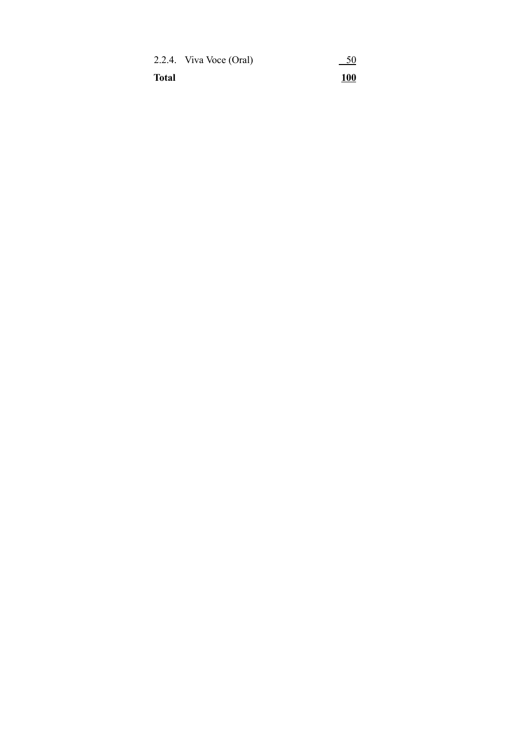| | |
|---|---|
| 2.2.4. Viva Voce (Oral) | 50 |
| **Total** | **100** |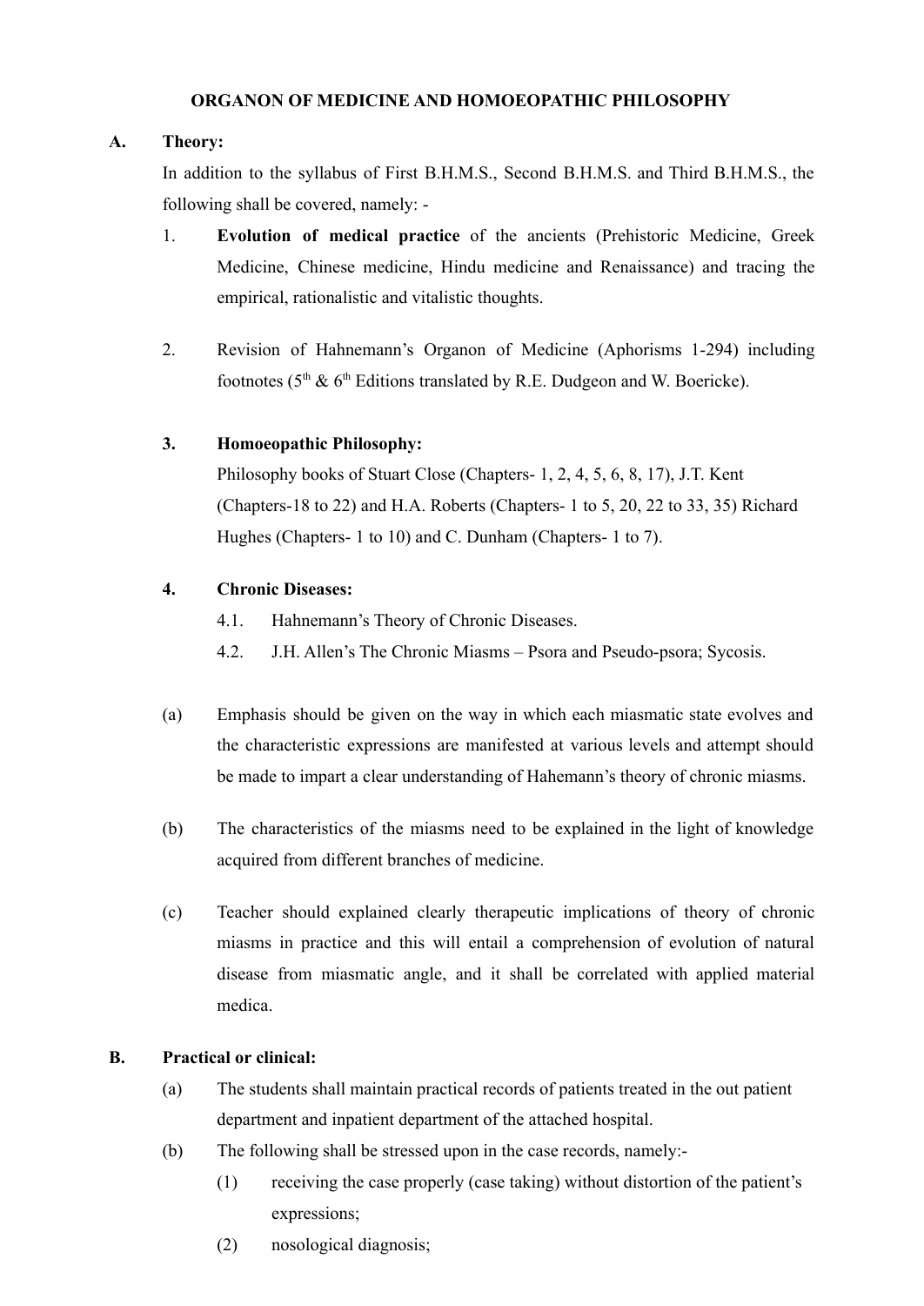**ORGANON OF MEDICINE AND HOMOEOPATHIC PHILOSOPHY**

**A. Theory:**

In addition to the syllabus of First B.H.M.S., Second B.H.M.S. and Third B.H.M.S., the following shall be covered, namely: -

1. **Evolution of medical practice** of the ancients (Prehistoric Medicine, Greek Medicine, Chinese medicine, Hindu medicine and Renaissance) and tracing the empirical, rationalistic and vitalistic thoughts.

2. Revision of Hahnemann's Organon of Medicine (Aphorisms 1-294) including footnotes (5th & 6th Editions translated by R.E. Dudgeon and W. Boericke).

3. **Homoeopathic Philosophy:**
   Philosophy books of Stuart Close (Chapters- 1, 2, 4, 5, 6, 8, 17), J.T. Kent (Chapters-18 to 22) and H.A. Roberts (Chapters- 1 to 5, 20, 22 to 33, 35) Richard Hughes (Chapters- 1 to 10) and C. Dunham (Chapters- 1 to 7).

4. **Chronic Diseases:**
   - 4.1. Hahnemann's Theory of Chronic Diseases.
   - 4.2. J.H. Allen's The Chronic Miasms – Psora and Pseudo-psora; Sycosis.

(a) Emphasis should be given on the way in which each miasmatic state evolves and the characteristic expressions are manifested at various levels and attempt should be made to impart a clear understanding of Hahemann's theory of chronic miasms.

(b) The characteristics of the miasms need to be explained in the light of knowledge acquired from different branches of medicine.

(c) Teacher should explained clearly therapeutic implications of theory of chronic miasms in practice and this will entail a comprehension of evolution of natural disease from miasmatic angle, and it shall be correlated with applied material medica.

**B. Practical or clinical:**

(a) The students shall maintain practical records of patients treated in the out patient department and inpatient department of the attached hospital.

(b) The following shall be stressed upon in the case records, namely:-

   (1) receiving the case properly (case taking) without distortion of the patient's expressions;

   (2) nosological diagnosis;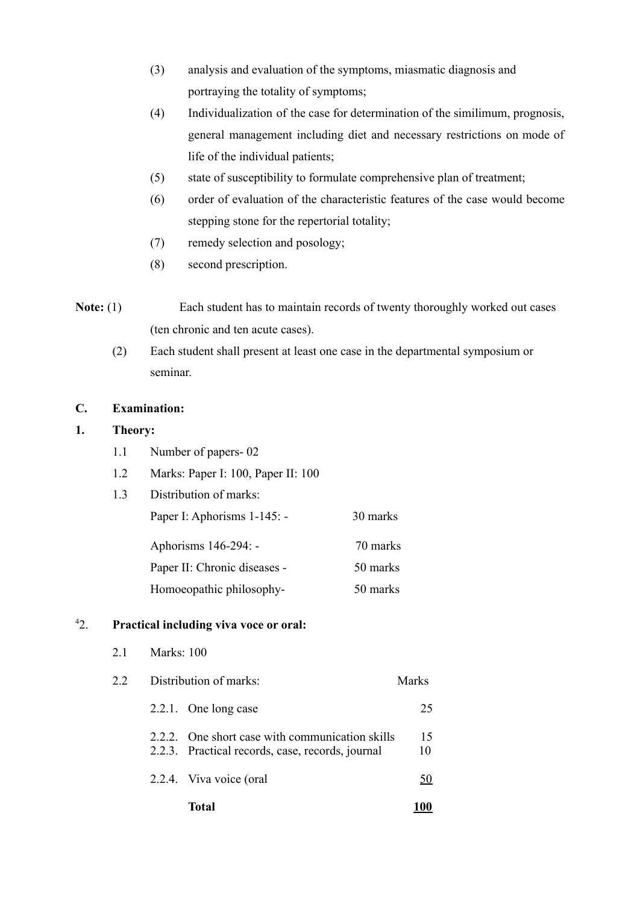(3) analysis and evaluation of the symptoms, miasmatic diagnosis and portraying the totality of symptoms;

(4) Individualization of the case for determination of the similimum, prognosis, general management including diet and necessary restrictions on mode of life of the individual patients;

(5) state of susceptibility to formulate comprehensive plan of treatment;

(6) order of evaluation of the characteristic features of the case would become stepping stone for the repertorial totality;

(7) remedy selection and posology;

(8) second prescription.

**Note:** (1) Each student has to maintain records of twenty thoroughly worked out cases (ten chronic and ten acute cases).

(2) Each student shall present at least one case in the departmental symposium or seminar.

**C. Examination:**

**1. Theory:**

1.1 Number of papers- 02

1.2 Marks: Paper I: 100, Paper II: 100

1.3 Distribution of marks:

| | |
|---|---|
| Paper I: Aphorisms 1-145: - | 30 marks |
| Aphorisms 146-294: - | 70 marks |
| Paper II: Chronic diseases - | 50 marks |
| Homoeopathic philosophy- | 50 marks |

[4]2. **Practical including viva voce or oral:**

2.1 Marks: 100

2.2 Distribution of marks:

| | Distribution of marks: | Marks |
|---|---|---|
| 2.2.1. | One long case | 25 |
| 2.2.2. | One short case with communication skills | 15 |
| 2.2.3. | Practical records, case, records, journal | 10 |
| 2.2.4. | Viva voice (oral | 50 |
| | **Total** | **100** |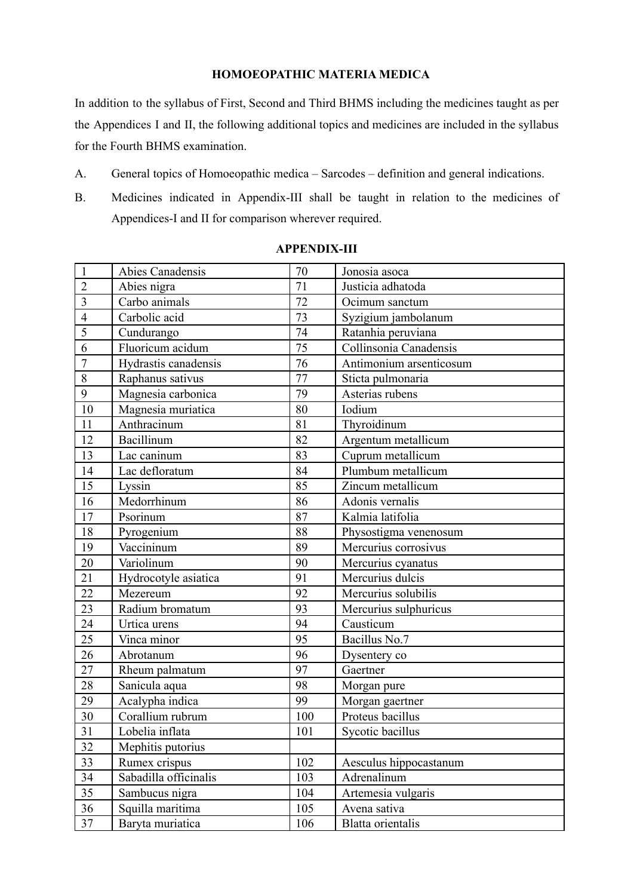**HOMOEOPATHIC MATERIA MEDICA**

In addition to the syllabus of First, Second and Third BHMS including the medicines taught as per the Appendices I and II, the following additional topics and medicines are included in the syllabus for the Fourth BHMS examination.

A. General topics of Homoeopathic medica – Sarcodes – definition and general indications.

B. Medicines indicated in Appendix-III shall be taught in relation to the medicines of Appendices-I and II for comparison wherever required.

**APPENDIX-III**

| | | | |
|---|---|---|---|
| 1 | Abies Canadensis | 70 | Jonosia asoca |
| 2 | Abies nigra | 71 | Justicia adhatoda |
| 3 | Carbo animals | 72 | Ocimum sanctum |
| 4 | Carbolic acid | 73 | Syzigium jambolanum |
| 5 | Cundurango | 74 | Ratanhia peruviana |
| 6 | Fluoricum acidum | 75 | Collinsonia Canadensis |
| 7 | Hydrastis canadensis | 76 | Antimonium arsenticosum |
| 8 | Raphanus sativus | 77 | Sticta pulmonaria |
| 9 | Magnesia carbonica | 79 | Asterias rubens |
| 10 | Magnesia muriatica | 80 | Iodium |
| 11 | Anthracinum | 81 | Thyroidinum |
| 12 | Bacillinum | 82 | Argentum metallicum |
| 13 | Lac caninum | 83 | Cuprum metallicum |
| 14 | Lac defloratum | 84 | Plumbum metallicum |
| 15 | Lyssin | 85 | Zincum metallicum |
| 16 | Medorrhinum | 86 | Adonis vernalis |
| 17 | Psorinum | 87 | Kalmia latifolia |
| 18 | Pyrogenium | 88 | Physostigma venenosum |
| 19 | Vaccininum | 89 | Mercurius corrosivus |
| 20 | Variolinum | 90 | Mercurius cyanatus |
| 21 | Hydrocotyle asiatica | 91 | Mercurius dulcis |
| 22 | Mezereum | 92 | Mercurius solubilis |
| 23 | Radium bromatum | 93 | Mercurius sulphuricus |
| 24 | Urtica urens | 94 | Causticum |
| 25 | Vinca minor | 95 | Bacillus No.7 |
| 26 | Abrotanum | 96 | Dysentery co |
| 27 | Rheum palmatum | 97 | Gaertner |
| 28 | Sanicula aqua | 98 | Morgan pure |
| 29 | Acalypha indica | 99 | Morgan gaertner |
| 30 | Corallium rubrum | 100 | Proteus bacillus |
| 31 | Lobelia inflata | 101 | Sycotic bacillus |
| 32 | Mephitis putorius | | |
| 33 | Rumex crispus | 102 | Aesculus hippocastanum |
| 34 | Sabadilla officinalis | 103 | Adrenalinum |
| 35 | Sambucus nigra | 104 | Artemesia vulgaris |
| 36 | Squilla maritima | 105 | Avena sativa |
| 37 | Baryta muriatica | 106 | Blatta orientalis |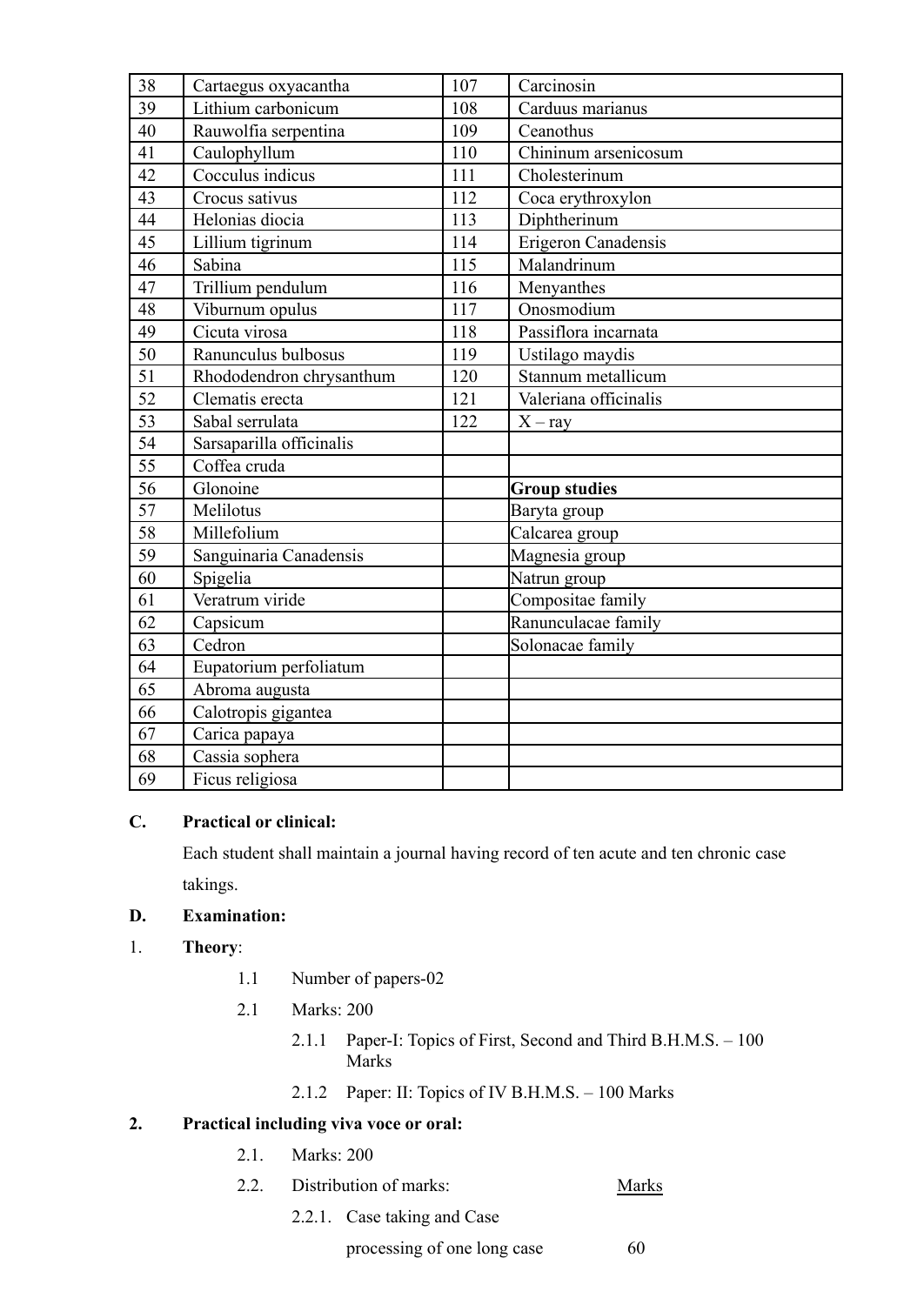| 38 | Cartaegus oxyacantha | 107 | Carcinosin |
|---|---|---|---|
| 39 | Lithium carbonicum | 108 | Carduus marianus |
| 40 | Rauwolfia serpentina | 109 | Ceanothus |
| 41 | Caulophyllum | 110 | Chininum arsenicosum |
| 42 | Cocculus indicus | 111 | Cholesterinum |
| 43 | Crocus sativus | 112 | Coca erythroxylon |
| 44 | Helonias diocia | 113 | Diphtherinum |
| 45 | Lillium tigrinum | 114 | Erigeron Canadensis |
| 46 | Sabina | 115 | Malandrinum |
| 47 | Trillium pendulum | 116 | Menyanthes |
| 48 | Viburnum opulus | 117 | Onosmodium |
| 49 | Cicuta virosa | 118 | Passiflora incarnata |
| 50 | Ranunculus bulbosus | 119 | Ustilago maydis |
| 51 | Rhododendron chrysanthum | 120 | Stannum metallicum |
| 52 | Clematis erecta | 121 | Valeriana officinalis |
| 53 | Sabal serrulata | 122 | X – ray |
| 54 | Sarsaparilla officinalis | | |
| 55 | Coffea cruda | | |
| 56 | Glonoine | | **Group studies** |
| 57 | Melilotus | | Baryta group |
| 58 | Millefolium | | Calcarea group |
| 59 | Sanguinaria Canadensis | | Magnesia group |
| 60 | Spigelia | | Natrun group |
| 61 | Veratrum viride | | Compositae family |
| 62 | Capsicum | | Ranunculacae family |
| 63 | Cedron | | Solonacae family |
| 64 | Eupatorium perfoliatum | | |
| 65 | Abroma augusta | | |
| 66 | Calotropis gigantea | | |
| 67 | Carica papaya | | |
| 68 | Cassia sophera | | |
| 69 | Ficus religiosa | | |

**C. Practical or clinical:**

Each student shall maintain a journal having record of ten acute and ten chronic case takings.

**D. Examination:**

1. **Theory**:
   - 1.1 Number of papers-02
   - 2.1 Marks: 200
     - 2.1.1 Paper-I: Topics of First, Second and Third B.H.M.S. – 100 Marks
     - 2.1.2 Paper: II: Topics of IV B.H.M.S. – 100 Marks

2. **Practical including viva voce or oral:**
   - 2.1. Marks: 200
   - 2.2. Distribution of marks: Marks
     - 2.2.1. Case taking and Case processing of one long case 60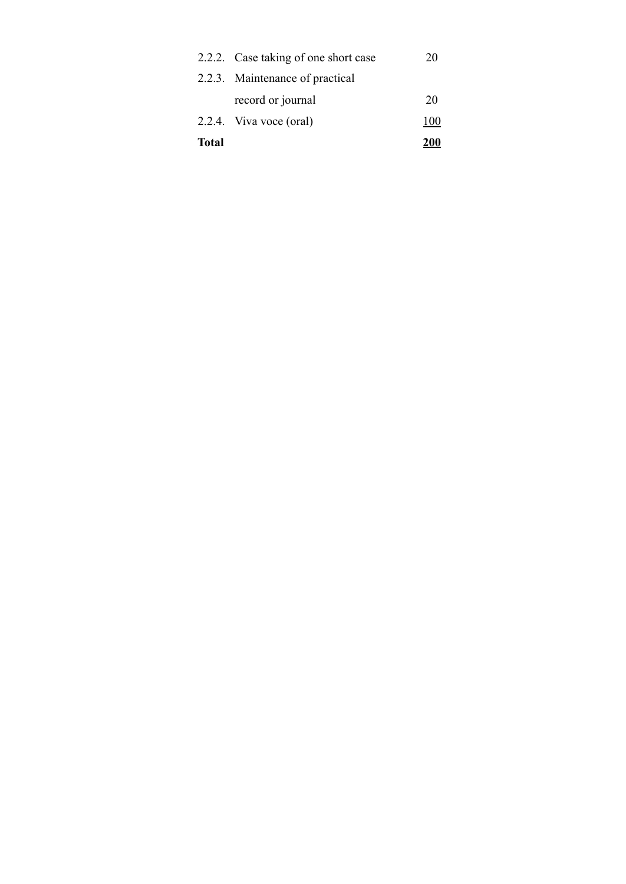| | | |
|---|---|---|
| 2.2.2. | Case taking of one short case | 20 |
| 2.2.3. | Maintenance of practical record or journal | 20 |
| 2.2.4. | Viva voce (oral) | <u>100</u> |
| **Total** | | **<u>200</u>** |